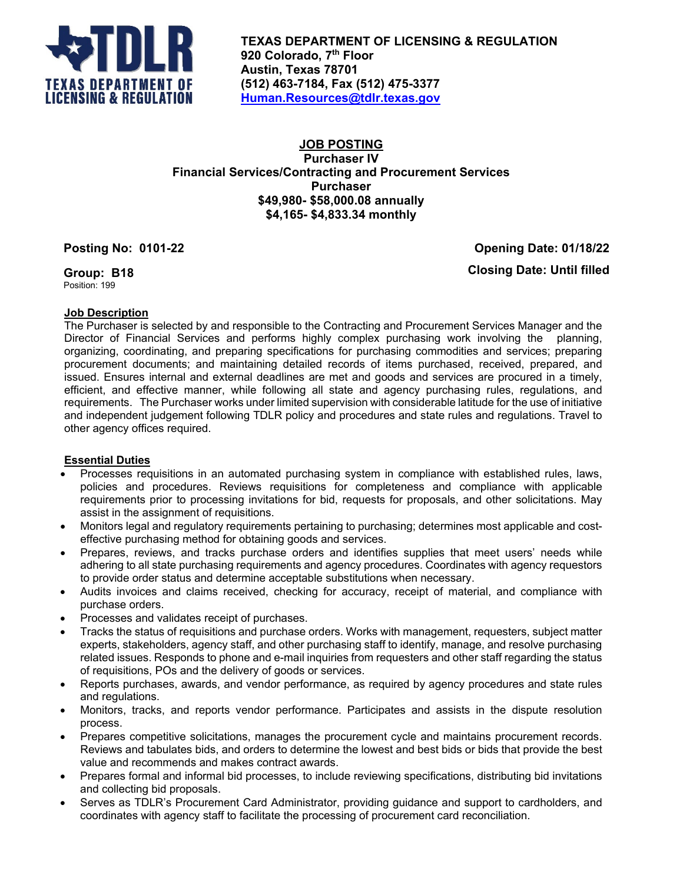**TEXAS DEPARTMENT OF LICENSING & REGULATION**
**920 Colorado, 7th Floor**
**Austin, Texas 78701**
**(512) 463-7184, Fax (512) 475-3377**
**Human.Resources@tdlr.texas.gov**

# JOB POSTING

## Purchaser IV
## Financial Services/Contracting and Procurement Services
## Purchaser
## $49,980- $58,000.08 annually
## $4,165- $4,833.34 monthly

**Posting No: 0101-22**

**Opening Date: 01/18/22**

**Group: B18**
Position: 199

**Closing Date: Until filled**

### Job Description

The Purchaser is selected by and responsible to the Contracting and Procurement Services Manager and the Director of Financial Services and performs highly complex purchasing work involving the planning, organizing, coordinating, and preparing specifications for purchasing commodities and services; preparing procurement documents; and maintaining detailed records of items purchased, received, prepared, and issued. Ensures internal and external deadlines are met and goods and services are procured in a timely, efficient, and effective manner, while following all state and agency purchasing rules, regulations, and requirements. The Purchaser works under limited supervision with considerable latitude for the use of initiative and independent judgement following TDLR policy and procedures and state rules and regulations. Travel to other agency offices required.

### Essential Duties

- Processes requisitions in an automated purchasing system in compliance with established rules, laws, policies and procedures. Reviews requisitions for completeness and compliance with applicable requirements prior to processing invitations for bid, requests for proposals, and other solicitations. May assist in the assignment of requisitions.
- Monitors legal and regulatory requirements pertaining to purchasing; determines most applicable and cost-effective purchasing method for obtaining goods and services.
- Prepares, reviews, and tracks purchase orders and identifies supplies that meet users' needs while adhering to all state purchasing requirements and agency procedures. Coordinates with agency requestors to provide order status and determine acceptable substitutions when necessary.
- Audits invoices and claims received, checking for accuracy, receipt of material, and compliance with purchase orders.
- Processes and validates receipt of purchases.
- Tracks the status of requisitions and purchase orders. Works with management, requesters, subject matter experts, stakeholders, agency staff, and other purchasing staff to identify, manage, and resolve purchasing related issues. Responds to phone and e-mail inquiries from requesters and other staff regarding the status of requisitions, POs and the delivery of goods or services.
- Reports purchases, awards, and vendor performance, as required by agency procedures and state rules and regulations.
- Monitors, tracks, and reports vendor performance. Participates and assists in the dispute resolution process.
- Prepares competitive solicitations, manages the procurement cycle and maintains procurement records. Reviews and tabulates bids, and orders to determine the lowest and best bids or bids that provide the best value and recommends and makes contract awards.
- Prepares formal and informal bid processes, to include reviewing specifications, distributing bid invitations and collecting bid proposals.
- Serves as TDLR's Procurement Card Administrator, providing guidance and support to cardholders, and coordinates with agency staff to facilitate the processing of procurement card reconciliation.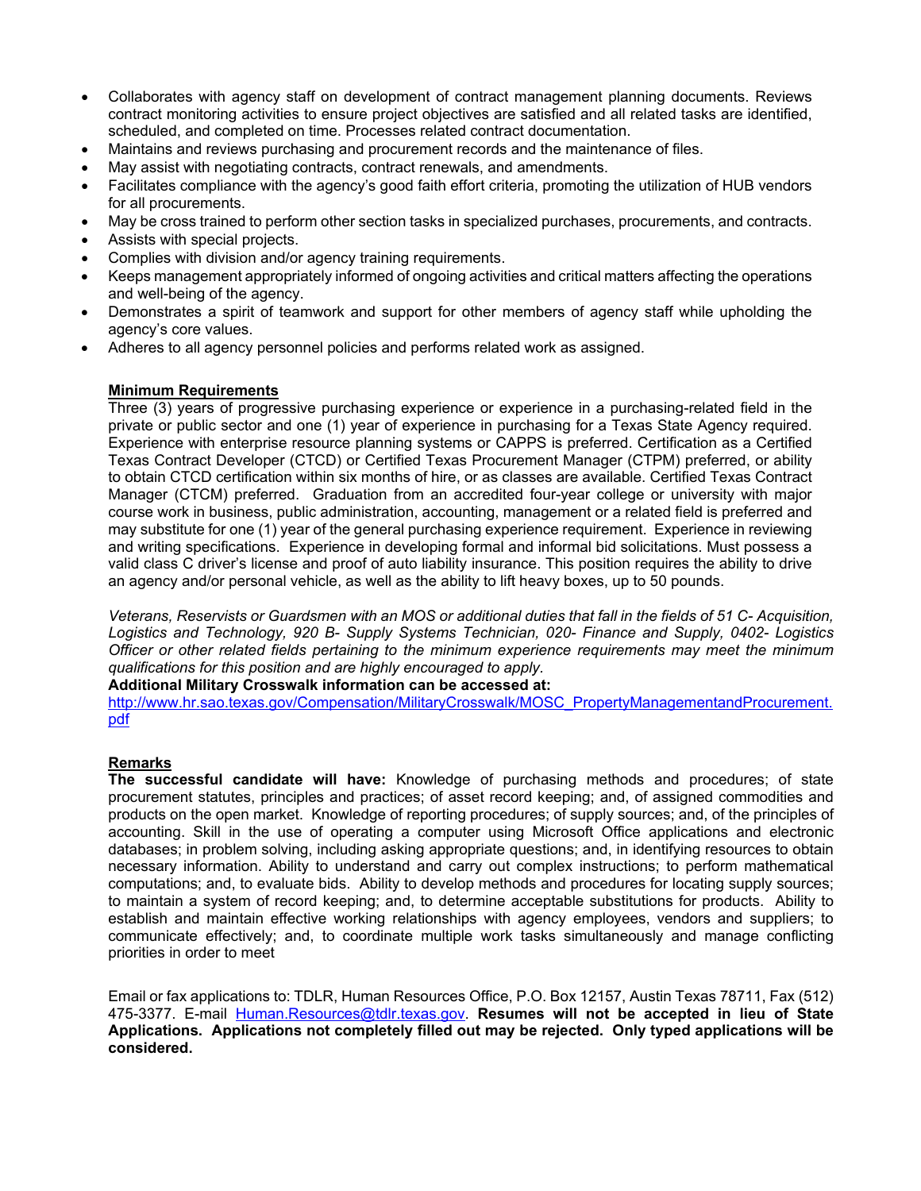- Collaborates with agency staff on development of contract management planning documents. Reviews contract monitoring activities to ensure project objectives are satisfied and all related tasks are identified, scheduled, and completed on time. Processes related contract documentation.
- Maintains and reviews purchasing and procurement records and the maintenance of files.
- May assist with negotiating contracts, contract renewals, and amendments.
- Facilitates compliance with the agency's good faith effort criteria, promoting the utilization of HUB vendors for all procurements.
- May be cross trained to perform other section tasks in specialized purchases, procurements, and contracts.
- Assists with special projects.
- Complies with division and/or agency training requirements.
- Keeps management appropriately informed of ongoing activities and critical matters affecting the operations and well-being of the agency.
- Demonstrates a spirit of teamwork and support for other members of agency staff while upholding the agency's core values.
- Adheres to all agency personnel policies and performs related work as assigned.

**Minimum Requirements**

Three (3) years of progressive purchasing experience or experience in a purchasing-related field in the private or public sector and one (1) year of experience in purchasing for a Texas State Agency required. Experience with enterprise resource planning systems or CAPPS is preferred. Certification as a Certified Texas Contract Developer (CTCD) or Certified Texas Procurement Manager (CTPM) preferred, or ability to obtain CTCD certification within six months of hire, or as classes are available. Certified Texas Contract Manager (CTCM) preferred. Graduation from an accredited four-year college or university with major course work in business, public administration, accounting, management or a related field is preferred and may substitute for one (1) year of the general purchasing experience requirement. Experience in reviewing and writing specifications. Experience in developing formal and informal bid solicitations. Must possess a valid class C driver's license and proof of auto liability insurance. This position requires the ability to drive an agency and/or personal vehicle, as well as the ability to lift heavy boxes, up to 50 pounds.

*Veterans, Reservists or Guardsmen with an MOS or additional duties that fall in the fields of 51 C- Acquisition, Logistics and Technology, 920 B- Supply Systems Technician, 020- Finance and Supply, 0402- Logistics Officer or other related fields pertaining to the minimum experience requirements may meet the minimum qualifications for this position and are highly encouraged to apply.*

**Additional Military Crosswalk information can be accessed at:**
http://www.hr.sao.texas.gov/Compensation/MilitaryCrosswalk/MOSC_PropertyManagementandProcurement.pdf

**Remarks**

**The successful candidate will have:** Knowledge of purchasing methods and procedures; of state procurement statutes, principles and practices; of asset record keeping; and, of assigned commodities and products on the open market. Knowledge of reporting procedures; of supply sources; and, of the principles of accounting. Skill in the use of operating a computer using Microsoft Office applications and electronic databases; in problem solving, including asking appropriate questions; and, in identifying resources to obtain necessary information. Ability to understand and carry out complex instructions; to perform mathematical computations; and, to evaluate bids. Ability to develop methods and procedures for locating supply sources; to maintain a system of record keeping; and, to determine acceptable substitutions for products. Ability to establish and maintain effective working relationships with agency employees, vendors and suppliers; to communicate effectively; and, to coordinate multiple work tasks simultaneously and manage conflicting priorities in order to meet

Email or fax applications to: TDLR, Human Resources Office, P.O. Box 12157, Austin Texas 78711, Fax (512) 475-3377. E-mail Human.Resources@tdlr.texas.gov. **Resumes will not be accepted in lieu of State Applications. Applications not completely filled out may be rejected. Only typed applications will be considered.**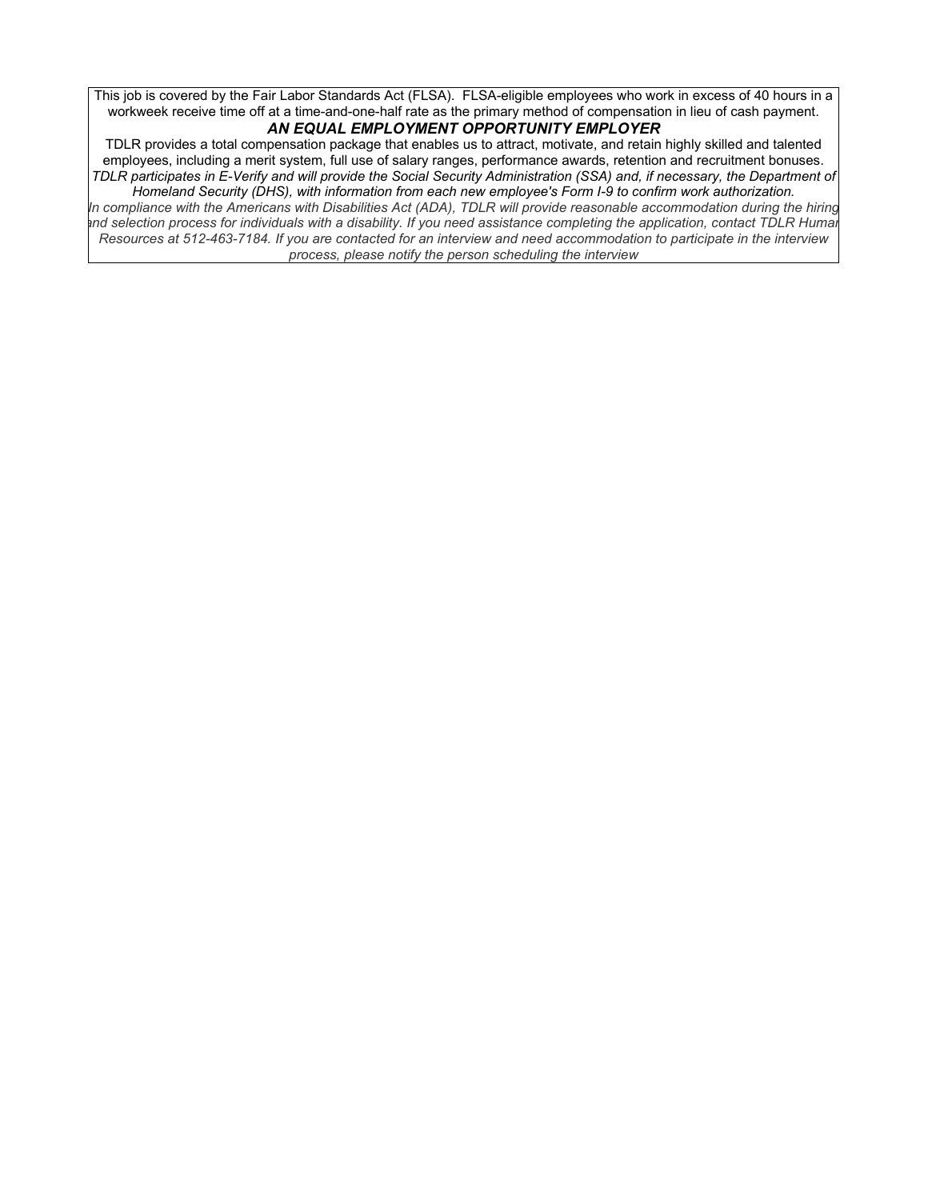This job is covered by the Fair Labor Standards Act (FLSA). FLSA-eligible employees who work in excess of 40 hours in a workweek receive time off at a time-and-one-half rate as the primary method of compensation in lieu of cash payment.

***AN EQUAL EMPLOYMENT OPPORTUNITY EMPLOYER***

TDLR provides a total compensation package that enables us to attract, motivate, and retain highly skilled and talented employees, including a merit system, full use of salary ranges, performance awards, retention and recruitment bonuses.

*TDLR participates in E-Verify and will provide the Social Security Administration (SSA) and, if necessary, the Department of Homeland Security (DHS), with information from each new employee's Form I-9 to confirm work authorization.*

*In compliance with the Americans with Disabilities Act (ADA), TDLR will provide reasonable accommodation during the hiring and selection process for individuals with a disability. If you need assistance completing the application, contact TDLR Human Resources at 512-463-7184. If you are contacted for an interview and need accommodation to participate in the interview process, please notify the person scheduling the interview*